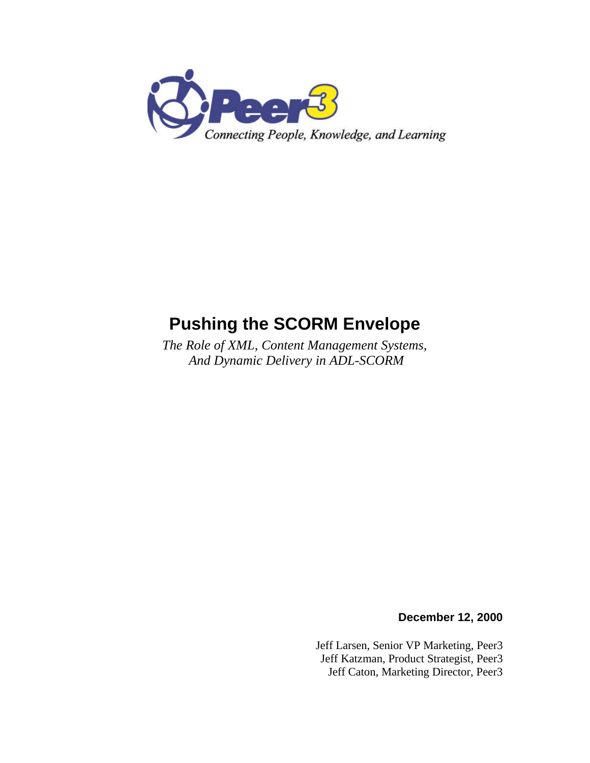Peer3

*Connecting People, Knowledge, and Learning*

# Pushing the SCORM Envelope

*The Role of XML, Content Management Systems,*
*And Dynamic Delivery in ADL-SCORM*

**December 12, 2000**

Jeff Larsen, Senior VP Marketing, Peer3
Jeff Katzman, Product Strategist, Peer3
Jeff Caton, Marketing Director, Peer3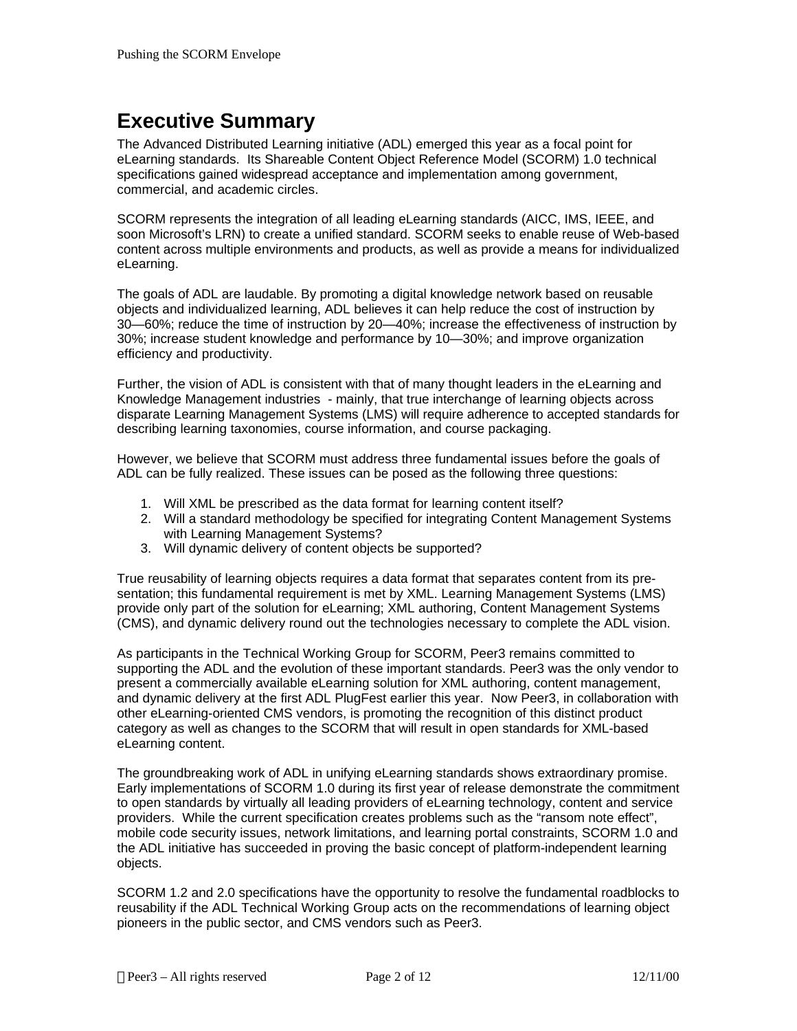# Executive Summary

The Advanced Distributed Learning initiative (ADL) emerged this year as a focal point for eLearning standards. Its Shareable Content Object Reference Model (SCORM) 1.0 technical specifications gained widespread acceptance and implementation among government, commercial, and academic circles.

SCORM represents the integration of all leading eLearning standards (AICC, IMS, IEEE, and soon Microsoft's LRN) to create a unified standard. SCORM seeks to enable reuse of Web-based content across multiple environments and products, as well as provide a means for individualized eLearning.

The goals of ADL are laudable. By promoting a digital knowledge network based on reusable objects and individualized learning, ADL believes it can help reduce the cost of instruction by 30—60%; reduce the time of instruction by 20—40%; increase the effectiveness of instruction by 30%; increase student knowledge and performance by 10—30%; and improve organization efficiency and productivity.

Further, the vision of ADL is consistent with that of many thought leaders in the eLearning and Knowledge Management industries - mainly, that true interchange of learning objects across disparate Learning Management Systems (LMS) will require adherence to accepted standards for describing learning taxonomies, course information, and course packaging.

However, we believe that SCORM must address three fundamental issues before the goals of ADL can be fully realized. These issues can be posed as the following three questions:

1. Will XML be prescribed as the data format for learning content itself?
2. Will a standard methodology be specified for integrating Content Management Systems with Learning Management Systems?
3. Will dynamic delivery of content objects be supported?

True reusability of learning objects requires a data format that separates content from its presentation; this fundamental requirement is met by XML. Learning Management Systems (LMS) provide only part of the solution for eLearning; XML authoring, Content Management Systems (CMS), and dynamic delivery round out the technologies necessary to complete the ADL vision.

As participants in the Technical Working Group for SCORM, Peer3 remains committed to supporting the ADL and the evolution of these important standards. Peer3 was the only vendor to present a commercially available eLearning solution for XML authoring, content management, and dynamic delivery at the first ADL PlugFest earlier this year. Now Peer3, in collaboration with other eLearning-oriented CMS vendors, is promoting the recognition of this distinct product category as well as changes to the SCORM that will result in open standards for XML-based eLearning content.

The groundbreaking work of ADL in unifying eLearning standards shows extraordinary promise. Early implementations of SCORM 1.0 during its first year of release demonstrate the commitment to open standards by virtually all leading providers of eLearning technology, content and service providers. While the current specification creates problems such as the "ransom note effect", mobile code security issues, network limitations, and learning portal constraints, SCORM 1.0 and the ADL initiative has succeeded in proving the basic concept of platform-independent learning objects.

SCORM 1.2 and 2.0 specifications have the opportunity to resolve the fundamental roadblocks to reusability if the ADL Technical Working Group acts on the recommendations of learning object pioneers in the public sector, and CMS vendors such as Peer3.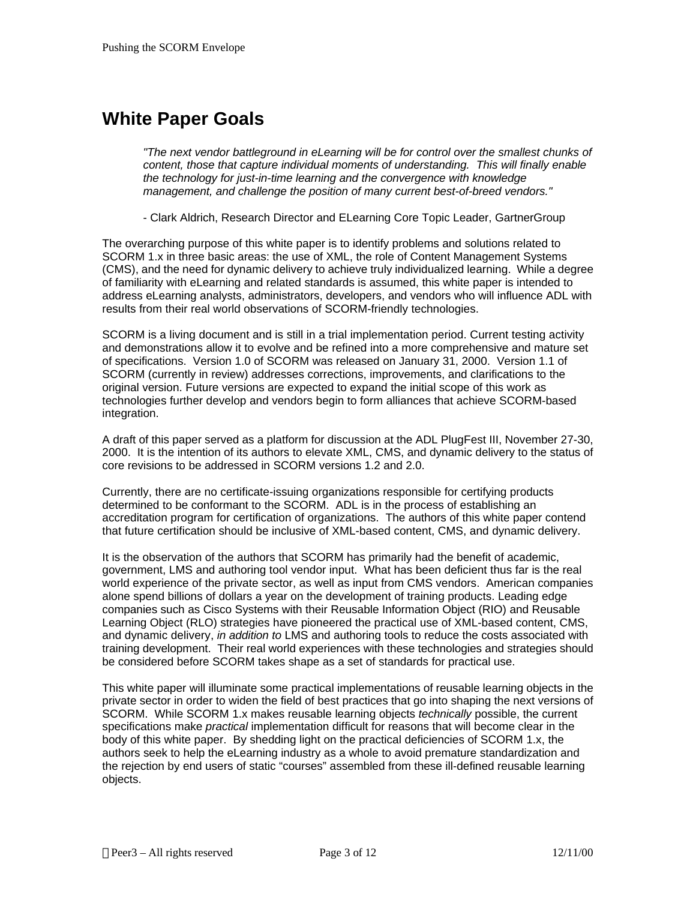# White Paper Goals

> *"The next vendor battleground in eLearning will be for control over the smallest chunks of content, those that capture individual moments of understanding. This will finally enable the technology for just-in-time learning and the convergence with knowledge management, and challenge the position of many current best-of-breed vendors."*
>
> - Clark Aldrich, Research Director and ELearning Core Topic Leader, GartnerGroup

The overarching purpose of this white paper is to identify problems and solutions related to SCORM 1.x in three basic areas: the use of XML, the role of Content Management Systems (CMS), and the need for dynamic delivery to achieve truly individualized learning. While a degree of familiarity with eLearning and related standards is assumed, this white paper is intended to address eLearning analysts, administrators, developers, and vendors who will influence ADL with results from their real world observations of SCORM-friendly technologies.

SCORM is a living document and is still in a trial implementation period. Current testing activity and demonstrations allow it to evolve and be refined into a more comprehensive and mature set of specifications. Version 1.0 of SCORM was released on January 31, 2000. Version 1.1 of SCORM (currently in review) addresses corrections, improvements, and clarifications to the original version. Future versions are expected to expand the initial scope of this work as technologies further develop and vendors begin to form alliances that achieve SCORM-based integration.

A draft of this paper served as a platform for discussion at the ADL PlugFest III, November 27-30, 2000. It is the intention of its authors to elevate XML, CMS, and dynamic delivery to the status of core revisions to be addressed in SCORM versions 1.2 and 2.0.

Currently, there are no certificate-issuing organizations responsible for certifying products determined to be conformant to the SCORM. ADL is in the process of establishing an accreditation program for certification of organizations. The authors of this white paper contend that future certification should be inclusive of XML-based content, CMS, and dynamic delivery.

It is the observation of the authors that SCORM has primarily had the benefit of academic, government, LMS and authoring tool vendor input. What has been deficient thus far is the real world experience of the private sector, as well as input from CMS vendors. American companies alone spend billions of dollars a year on the development of training products. Leading edge companies such as Cisco Systems with their Reusable Information Object (RIO) and Reusable Learning Object (RLO) strategies have pioneered the practical use of XML-based content, CMS, and dynamic delivery, *in addition to* LMS and authoring tools to reduce the costs associated with training development. Their real world experiences with these technologies and strategies should be considered before SCORM takes shape as a set of standards for practical use.

This white paper will illuminate some practical implementations of reusable learning objects in the private sector in order to widen the field of best practices that go into shaping the next versions of SCORM. While SCORM 1.x makes reusable learning objects *technically* possible, the current specifications make *practical* implementation difficult for reasons that will become clear in the body of this white paper. By shedding light on the practical deficiencies of SCORM 1.x, the authors seek to help the eLearning industry as a whole to avoid premature standardization and the rejection by end users of static “courses” assembled from these ill-defined reusable learning objects.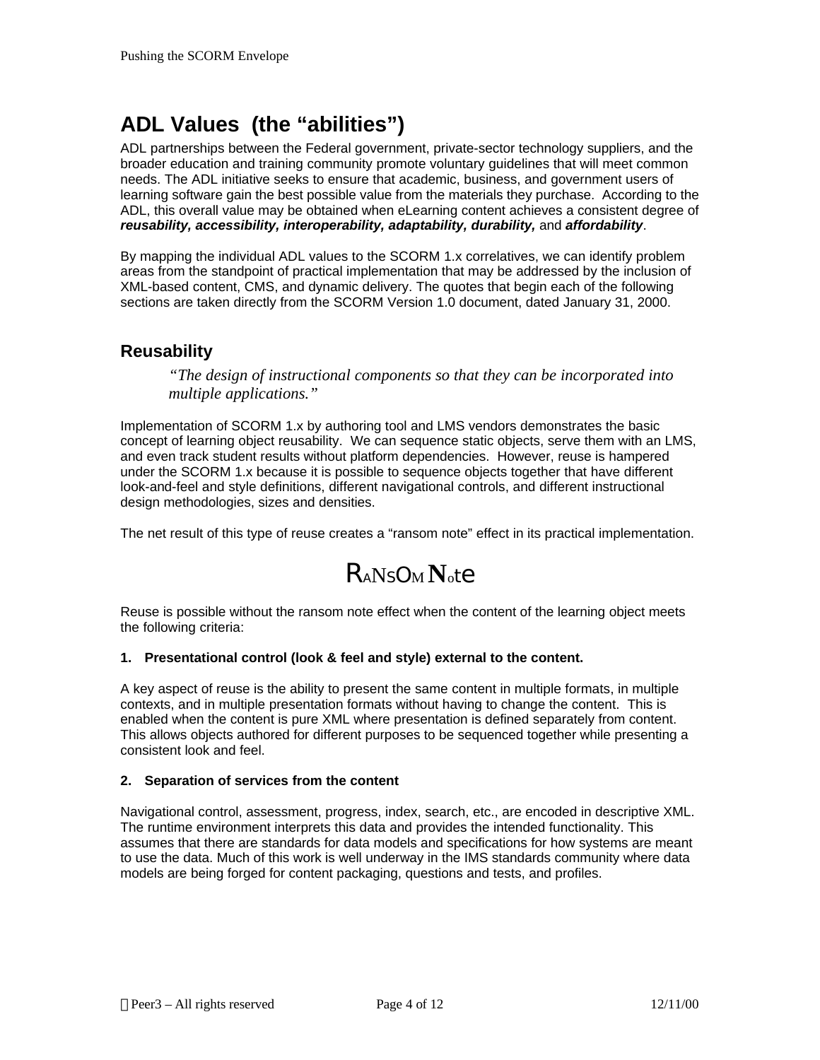## ADL Values (the "abilities")

ADL partnerships between the Federal government, private-sector technology suppliers, and the broader education and training community promote voluntary guidelines that will meet common needs. The ADL initiative seeks to ensure that academic, business, and government users of learning software gain the best possible value from the materials they purchase. According to the ADL, this overall value may be obtained when eLearning content achieves a consistent degree of ***reusability, accessibility, interoperability, adaptability, durability,*** and ***affordability***.

By mapping the individual ADL values to the SCORM 1.x correlatives, we can identify problem areas from the standpoint of practical implementation that may be addressed by the inclusion of XML-based content, CMS, and dynamic delivery. The quotes that begin each of the following sections are taken directly from the SCORM Version 1.0 document, dated January 31, 2000.

### Reusability

> *"The design of instructional components so that they can be incorporated into multiple applications."*

Implementation of SCORM 1.x by authoring tool and LMS vendors demonstrates the basic concept of learning object reusability. We can sequence static objects, serve them with an LMS, and even track student results without platform dependencies. However, reuse is hampered under the SCORM 1.x because it is possible to sequence objects together that have different look-and-feel and style definitions, different navigational controls, and different instructional design methodologies, sizes and densities.

The net result of this type of reuse creates a "ransom note" effect in its practical implementation.

RANSOM Note

Reuse is possible without the ransom note effect when the content of the learning object meets the following criteria:

**1. Presentational control (look & feel and style) external to the content.**

A key aspect of reuse is the ability to present the same content in multiple formats, in multiple contexts, and in multiple presentation formats without having to change the content. This is enabled when the content is pure XML where presentation is defined separately from content. This allows objects authored for different purposes to be sequenced together while presenting a consistent look and feel.

**2. Separation of services from the content**

Navigational control, assessment, progress, index, search, etc., are encoded in descriptive XML. The runtime environment interprets this data and provides the intended functionality. This assumes that there are standards for data models and specifications for how systems are meant to use the data. Much of this work is well underway in the IMS standards community where data models are being forged for content packaging, questions and tests, and profiles.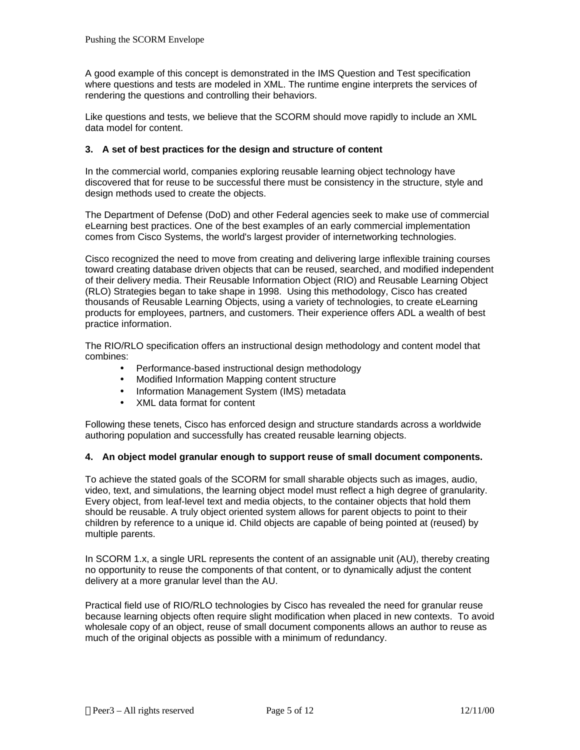A good example of this concept is demonstrated in the IMS Question and Test specification where questions and tests are modeled in XML. The runtime engine interprets the services of rendering the questions and controlling their behaviors.

Like questions and tests, we believe that the SCORM should move rapidly to include an XML data model for content.

**3. A set of best practices for the design and structure of content**

In the commercial world, companies exploring reusable learning object technology have discovered that for reuse to be successful there must be consistency in the structure, style and design methods used to create the objects.

The Department of Defense (DoD) and other Federal agencies seek to make use of commercial eLearning best practices. One of the best examples of an early commercial implementation comes from Cisco Systems, the world's largest provider of internetworking technologies.

Cisco recognized the need to move from creating and delivering large inflexible training courses toward creating database driven objects that can be reused, searched, and modified independent of their delivery media. Their Reusable Information Object (RIO) and Reusable Learning Object (RLO) Strategies began to take shape in 1998. Using this methodology, Cisco has created thousands of Reusable Learning Objects, using a variety of technologies, to create eLearning products for employees, partners, and customers. Their experience offers ADL a wealth of best practice information.

The RIO/RLO specification offers an instructional design methodology and content model that combines:

- Performance-based instructional design methodology
- Modified Information Mapping content structure
- Information Management System (IMS) metadata
- XML data format for content

Following these tenets, Cisco has enforced design and structure standards across a worldwide authoring population and successfully has created reusable learning objects.

**4. An object model granular enough to support reuse of small document components.**

To achieve the stated goals of the SCORM for small sharable objects such as images, audio, video, text, and simulations, the learning object model must reflect a high degree of granularity. Every object, from leaf-level text and media objects, to the container objects that hold them should be reusable. A truly object oriented system allows for parent objects to point to their children by reference to a unique id. Child objects are capable of being pointed at (reused) by multiple parents.

In SCORM 1.x, a single URL represents the content of an assignable unit (AU), thereby creating no opportunity to reuse the components of that content, or to dynamically adjust the content delivery at a more granular level than the AU.

Practical field use of RIO/RLO technologies by Cisco has revealed the need for granular reuse because learning objects often require slight modification when placed in new contexts. To avoid wholesale copy of an object, reuse of small document components allows an author to reuse as much of the original objects as possible with a minimum of redundancy.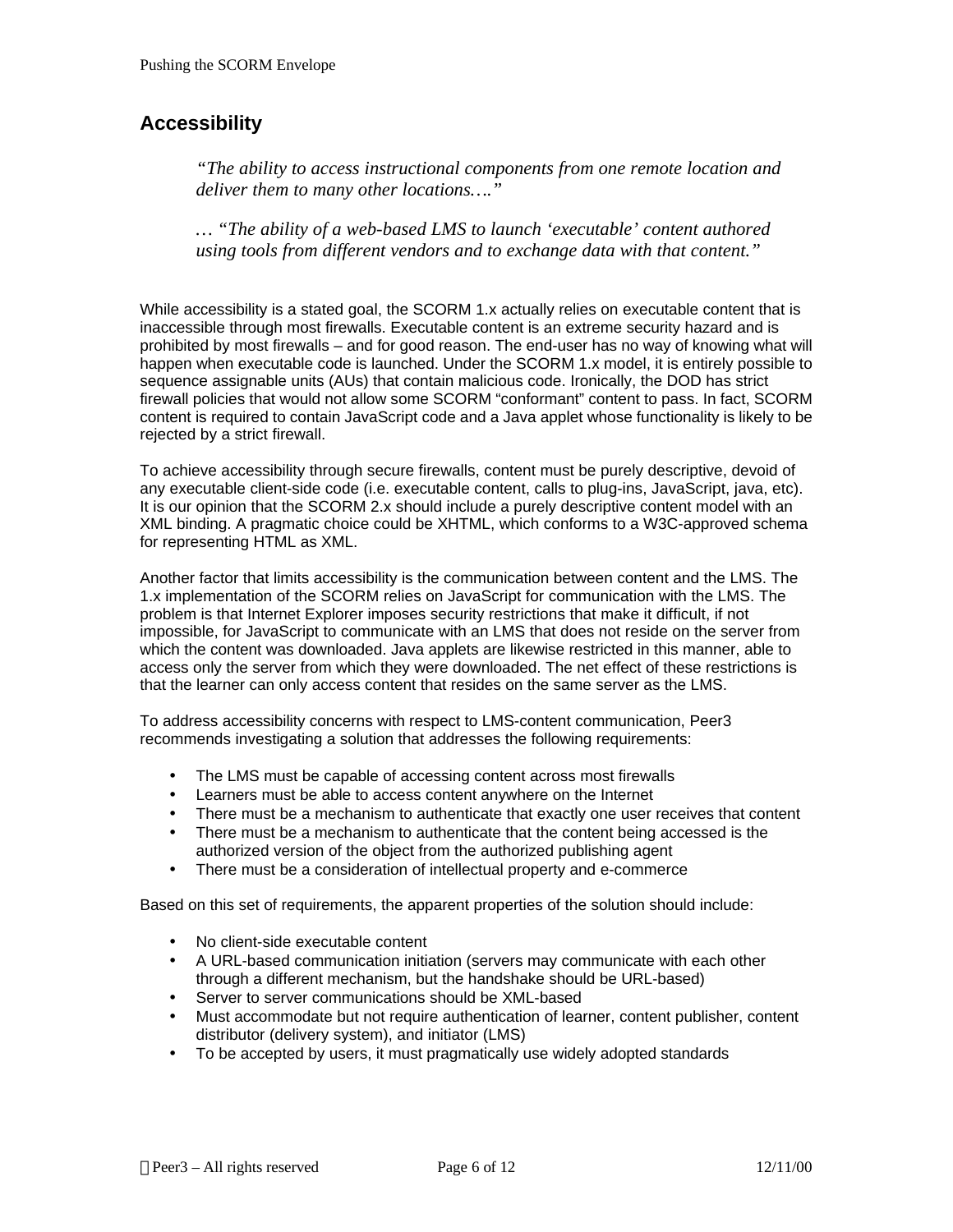## Accessibility

> *"The ability to access instructional components from one remote location and deliver them to many other locations…."*
>
> … *"The ability of a web-based LMS to launch 'executable' content authored using tools from different vendors and to exchange data with that content."*

While accessibility is a stated goal, the SCORM 1.x actually relies on executable content that is inaccessible through most firewalls. Executable content is an extreme security hazard and is prohibited by most firewalls – and for good reason. The end-user has no way of knowing what will happen when executable code is launched. Under the SCORM 1.x model, it is entirely possible to sequence assignable units (AUs) that contain malicious code. Ironically, the DOD has strict firewall policies that would not allow some SCORM "conformant" content to pass. In fact, SCORM content is required to contain JavaScript code and a Java applet whose functionality is likely to be rejected by a strict firewall.

To achieve accessibility through secure firewalls, content must be purely descriptive, devoid of any executable client-side code (i.e. executable content, calls to plug-ins, JavaScript, java, etc). It is our opinion that the SCORM 2.x should include a purely descriptive content model with an XML binding. A pragmatic choice could be XHTML, which conforms to a W3C-approved schema for representing HTML as XML.

Another factor that limits accessibility is the communication between content and the LMS. The 1.x implementation of the SCORM relies on JavaScript for communication with the LMS. The problem is that Internet Explorer imposes security restrictions that make it difficult, if not impossible, for JavaScript to communicate with an LMS that does not reside on the server from which the content was downloaded. Java applets are likewise restricted in this manner, able to access only the server from which they were downloaded. The net effect of these restrictions is that the learner can only access content that resides on the same server as the LMS.

To address accessibility concerns with respect to LMS-content communication, Peer3 recommends investigating a solution that addresses the following requirements:

- The LMS must be capable of accessing content across most firewalls
- Learners must be able to access content anywhere on the Internet
- There must be a mechanism to authenticate that exactly one user receives that content
- There must be a mechanism to authenticate that the content being accessed is the authorized version of the object from the authorized publishing agent
- There must be a consideration of intellectual property and e-commerce

Based on this set of requirements, the apparent properties of the solution should include:

- No client-side executable content
- A URL-based communication initiation (servers may communicate with each other through a different mechanism, but the handshake should be URL-based)
- Server to server communications should be XML-based
- Must accommodate but not require authentication of learner, content publisher, content distributor (delivery system), and initiator (LMS)
- To be accepted by users, it must pragmatically use widely adopted standards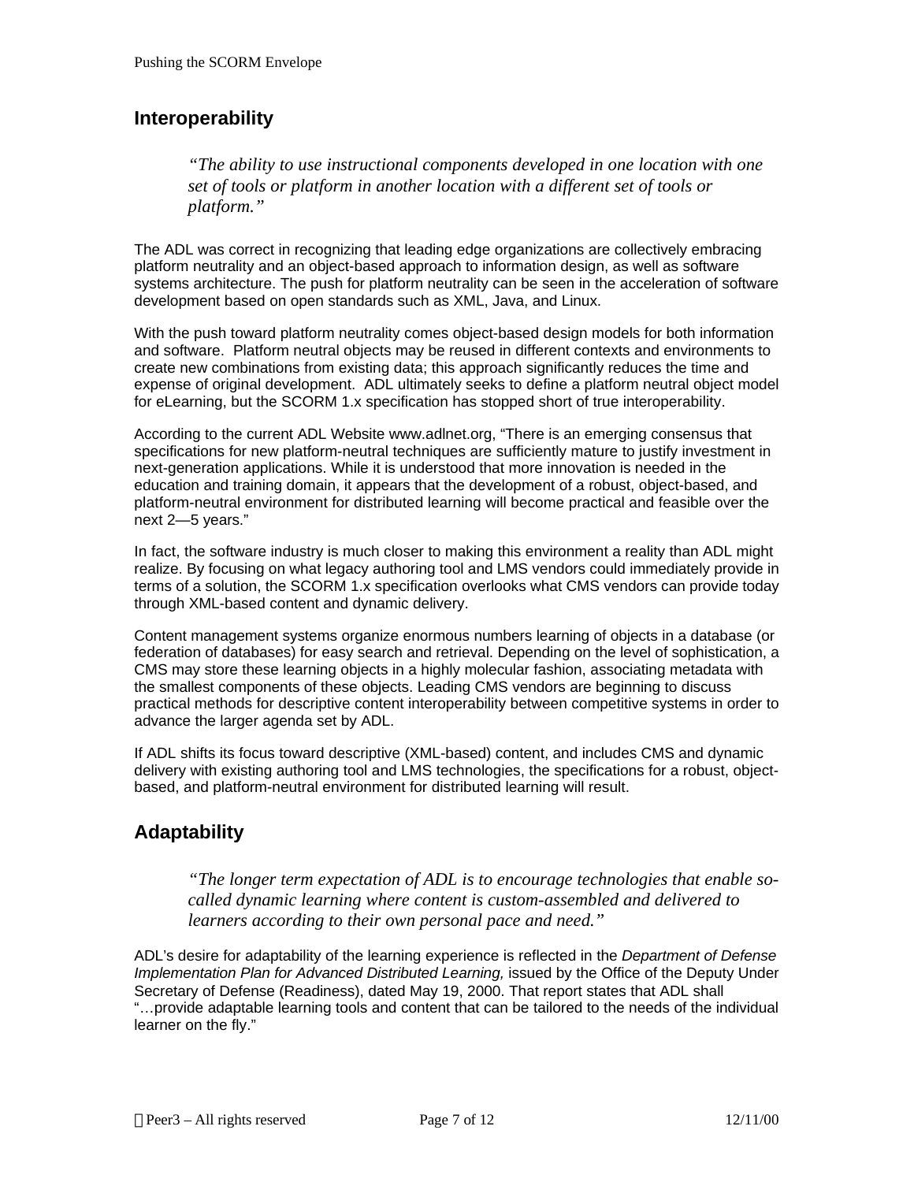## Interoperability

> *"The ability to use instructional components developed in one location with one set of tools or platform in another location with a different set of tools or platform."*

The ADL was correct in recognizing that leading edge organizations are collectively embracing platform neutrality and an object-based approach to information design, as well as software systems architecture. The push for platform neutrality can be seen in the acceleration of software development based on open standards such as XML, Java, and Linux.

With the push toward platform neutrality comes object-based design models for both information and software. Platform neutral objects may be reused in different contexts and environments to create new combinations from existing data; this approach significantly reduces the time and expense of original development. ADL ultimately seeks to define a platform neutral object model for eLearning, but the SCORM 1.x specification has stopped short of true interoperability.

According to the current ADL Website www.adlnet.org, "There is an emerging consensus that specifications for new platform-neutral techniques are sufficiently mature to justify investment in next-generation applications. While it is understood that more innovation is needed in the education and training domain, it appears that the development of a robust, object-based, and platform-neutral environment for distributed learning will become practical and feasible over the next 2—5 years."

In fact, the software industry is much closer to making this environment a reality than ADL might realize. By focusing on what legacy authoring tool and LMS vendors could immediately provide in terms of a solution, the SCORM 1.x specification overlooks what CMS vendors can provide today through XML-based content and dynamic delivery.

Content management systems organize enormous numbers learning of objects in a database (or federation of databases) for easy search and retrieval. Depending on the level of sophistication, a CMS may store these learning objects in a highly molecular fashion, associating metadata with the smallest components of these objects. Leading CMS vendors are beginning to discuss practical methods for descriptive content interoperability between competitive systems in order to advance the larger agenda set by ADL.

If ADL shifts its focus toward descriptive (XML-based) content, and includes CMS and dynamic delivery with existing authoring tool and LMS technologies, the specifications for a robust, object-based, and platform-neutral environment for distributed learning will result.

## Adaptability

> *"The longer term expectation of ADL is to encourage technologies that enable so-called dynamic learning where content is custom-assembled and delivered to learners according to their own personal pace and need."*

ADL's desire for adaptability of the learning experience is reflected in the *Department of Defense Implementation Plan for Advanced Distributed Learning,* issued by the Office of the Deputy Under Secretary of Defense (Readiness), dated May 19, 2000. That report states that ADL shall "…provide adaptable learning tools and content that can be tailored to the needs of the individual learner on the fly."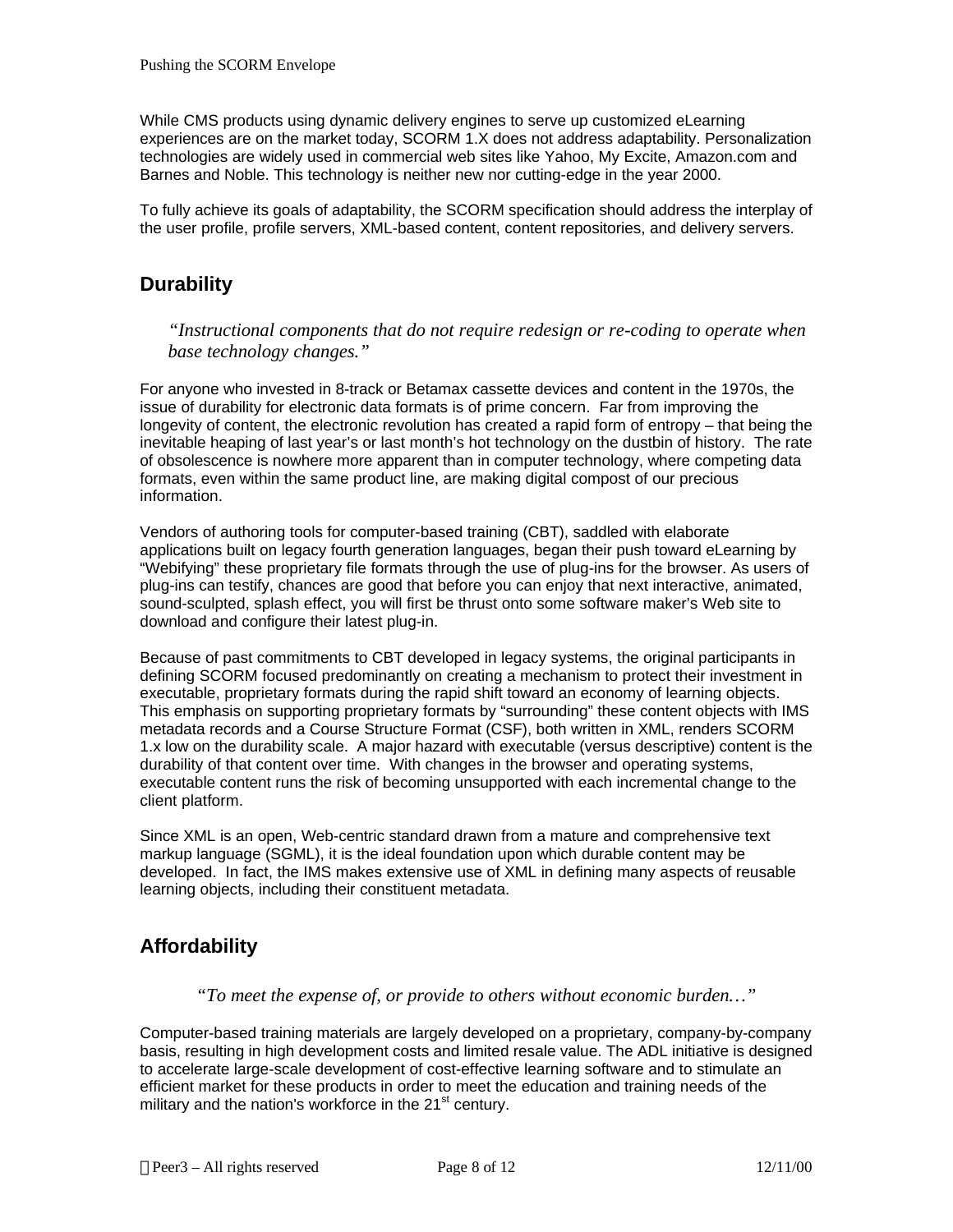While CMS products using dynamic delivery engines to serve up customized eLearning experiences are on the market today, SCORM 1.X does not address adaptability. Personalization technologies are widely used in commercial web sites like Yahoo, My Excite, Amazon.com and Barnes and Noble. This technology is neither new nor cutting-edge in the year 2000.

To fully achieve its goals of adaptability, the SCORM specification should address the interplay of the user profile, profile servers, XML-based content, content repositories, and delivery servers.

## Durability

> *"Instructional components that do not require redesign or re-coding to operate when base technology changes."*

For anyone who invested in 8-track or Betamax cassette devices and content in the 1970s, the issue of durability for electronic data formats is of prime concern. Far from improving the longevity of content, the electronic revolution has created a rapid form of entropy – that being the inevitable heaping of last year's or last month's hot technology on the dustbin of history. The rate of obsolescence is nowhere more apparent than in computer technology, where competing data formats, even within the same product line, are making digital compost of our precious information.

Vendors of authoring tools for computer-based training (CBT), saddled with elaborate applications built on legacy fourth generation languages, began their push toward eLearning by "Webifying" these proprietary file formats through the use of plug-ins for the browser. As users of plug-ins can testify, chances are good that before you can enjoy that next interactive, animated, sound-sculpted, splash effect, you will first be thrust onto some software maker's Web site to download and configure their latest plug-in.

Because of past commitments to CBT developed in legacy systems, the original participants in defining SCORM focused predominantly on creating a mechanism to protect their investment in executable, proprietary formats during the rapid shift toward an economy of learning objects. This emphasis on supporting proprietary formats by "surrounding" these content objects with IMS metadata records and a Course Structure Format (CSF), both written in XML, renders SCORM 1.x low on the durability scale. A major hazard with executable (versus descriptive) content is the durability of that content over time. With changes in the browser and operating systems, executable content runs the risk of becoming unsupported with each incremental change to the client platform.

Since XML is an open, Web-centric standard drawn from a mature and comprehensive text markup language (SGML), it is the ideal foundation upon which durable content may be developed. In fact, the IMS makes extensive use of XML in defining many aspects of reusable learning objects, including their constituent metadata.

## Affordability

> *"To meet the expense of, or provide to others without economic burden…"*

Computer-based training materials are largely developed on a proprietary, company-by-company basis, resulting in high development costs and limited resale value. The ADL initiative is designed to accelerate large-scale development of cost-effective learning software and to stimulate an efficient market for these products in order to meet the education and training needs of the military and the nation's workforce in the 21st century.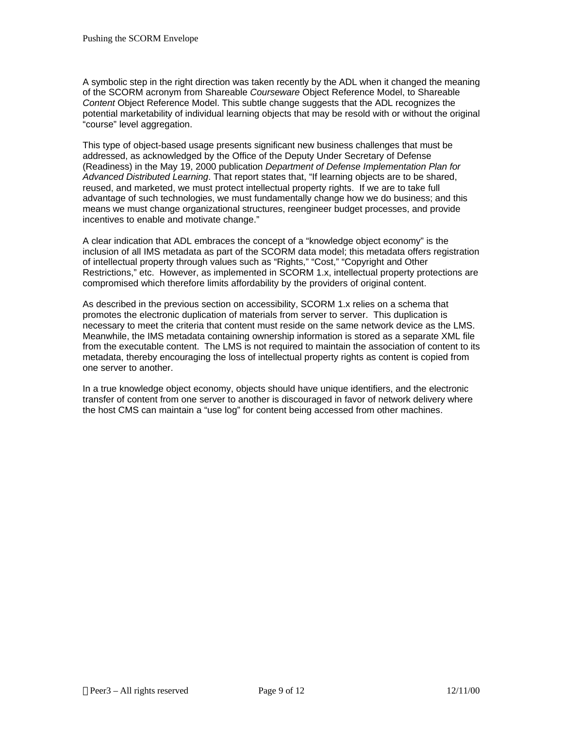A symbolic step in the right direction was taken recently by the ADL when it changed the meaning of the SCORM acronym from Shareable *Courseware* Object Reference Model, to Shareable *Content* Object Reference Model. This subtle change suggests that the ADL recognizes the potential marketability of individual learning objects that may be resold with or without the original "course" level aggregation.

This type of object-based usage presents significant new business challenges that must be addressed, as acknowledged by the Office of the Deputy Under Secretary of Defense (Readiness) in the May 19, 2000 publication *Department of Defense Implementation Plan for Advanced Distributed Learning*. That report states that, "If learning objects are to be shared, reused, and marketed, we must protect intellectual property rights. If we are to take full advantage of such technologies, we must fundamentally change how we do business; and this means we must change organizational structures, reengineer budget processes, and provide incentives to enable and motivate change."

A clear indication that ADL embraces the concept of a "knowledge object economy" is the inclusion of all IMS metadata as part of the SCORM data model; this metadata offers registration of intellectual property through values such as "Rights," "Cost," "Copyright and Other Restrictions," etc. However, as implemented in SCORM 1.x, intellectual property protections are compromised which therefore limits affordability by the providers of original content.

As described in the previous section on accessibility, SCORM 1.x relies on a schema that promotes the electronic duplication of materials from server to server. This duplication is necessary to meet the criteria that content must reside on the same network device as the LMS. Meanwhile, the IMS metadata containing ownership information is stored as a separate XML file from the executable content. The LMS is not required to maintain the association of content to its metadata, thereby encouraging the loss of intellectual property rights as content is copied from one server to another.

In a true knowledge object economy, objects should have unique identifiers, and the electronic transfer of content from one server to another is discouraged in favor of network delivery where the host CMS can maintain a "use log" for content being accessed from other machines.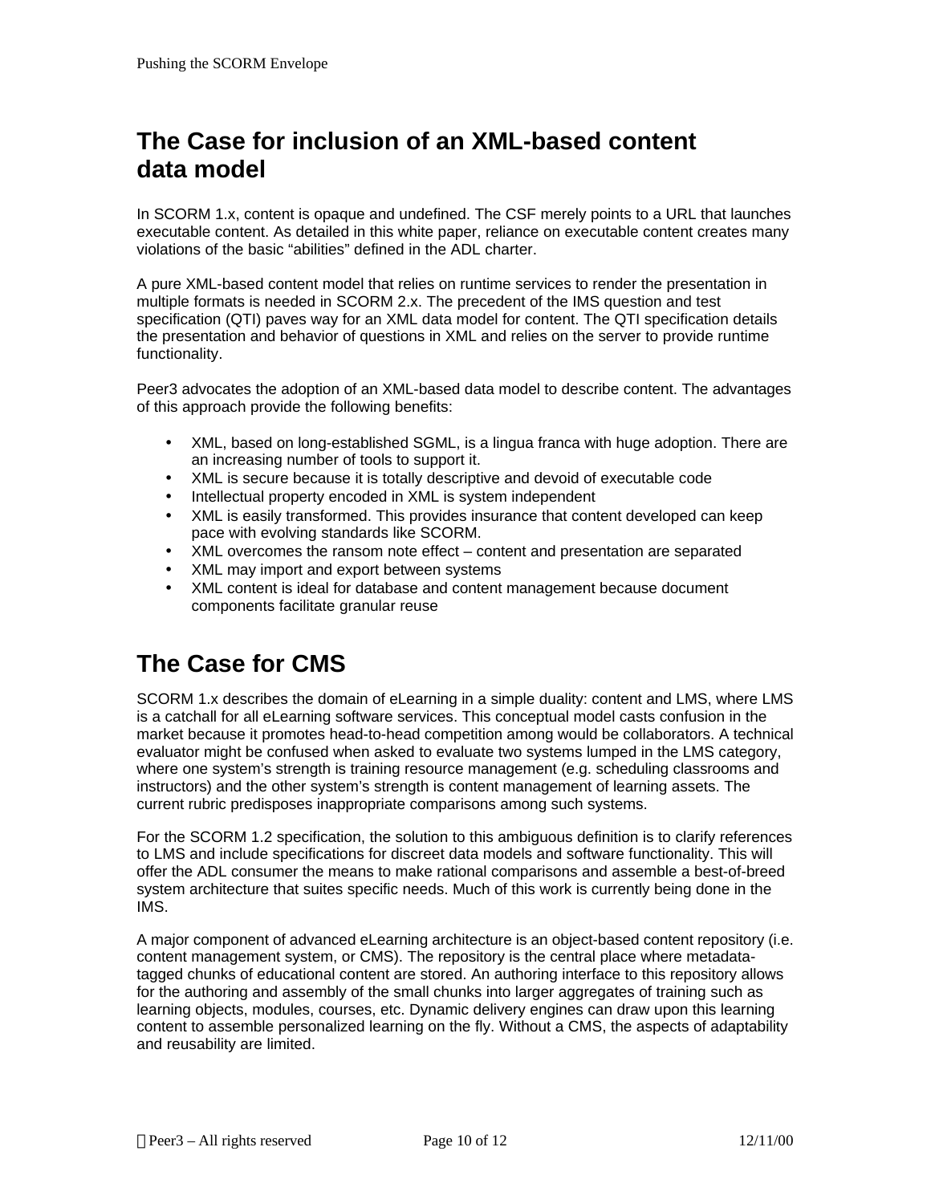## The Case for inclusion of an XML-based content data model

In SCORM 1.x, content is opaque and undefined. The CSF merely points to a URL that launches executable content. As detailed in this white paper, reliance on executable content creates many violations of the basic “abilities” defined in the ADL charter.

A pure XML-based content model that relies on runtime services to render the presentation in multiple formats is needed in SCORM 2.x. The precedent of the IMS question and test specification (QTI) paves way for an XML data model for content. The QTI specification details the presentation and behavior of questions in XML and relies on the server to provide runtime functionality.

Peer3 advocates the adoption of an XML-based data model to describe content. The advantages of this approach provide the following benefits:

- XML, based on long-established SGML, is a lingua franca with huge adoption. There are an increasing number of tools to support it.
- XML is secure because it is totally descriptive and devoid of executable code
- Intellectual property encoded in XML is system independent
- XML is easily transformed. This provides insurance that content developed can keep pace with evolving standards like SCORM.
- XML overcomes the ransom note effect – content and presentation are separated
- XML may import and export between systems
- XML content is ideal for database and content management because document components facilitate granular reuse

## The Case for CMS

SCORM 1.x describes the domain of eLearning in a simple duality: content and LMS, where LMS is a catchall for all eLearning software services. This conceptual model casts confusion in the market because it promotes head-to-head competition among would be collaborators. A technical evaluator might be confused when asked to evaluate two systems lumped in the LMS category, where one system’s strength is training resource management (e.g. scheduling classrooms and instructors) and the other system’s strength is content management of learning assets. The current rubric predisposes inappropriate comparisons among such systems.

For the SCORM 1.2 specification, the solution to this ambiguous definition is to clarify references to LMS and include specifications for discreet data models and software functionality. This will offer the ADL consumer the means to make rational comparisons and assemble a best-of-breed system architecture that suites specific needs. Much of this work is currently being done in the IMS.

A major component of advanced eLearning architecture is an object-based content repository (i.e. content management system, or CMS). The repository is the central place where metadata-tagged chunks of educational content are stored. An authoring interface to this repository allows for the authoring and assembly of the small chunks into larger aggregates of training such as learning objects, modules, courses, etc. Dynamic delivery engines can draw upon this learning content to assemble personalized learning on the fly. Without a CMS, the aspects of adaptability and reusability are limited.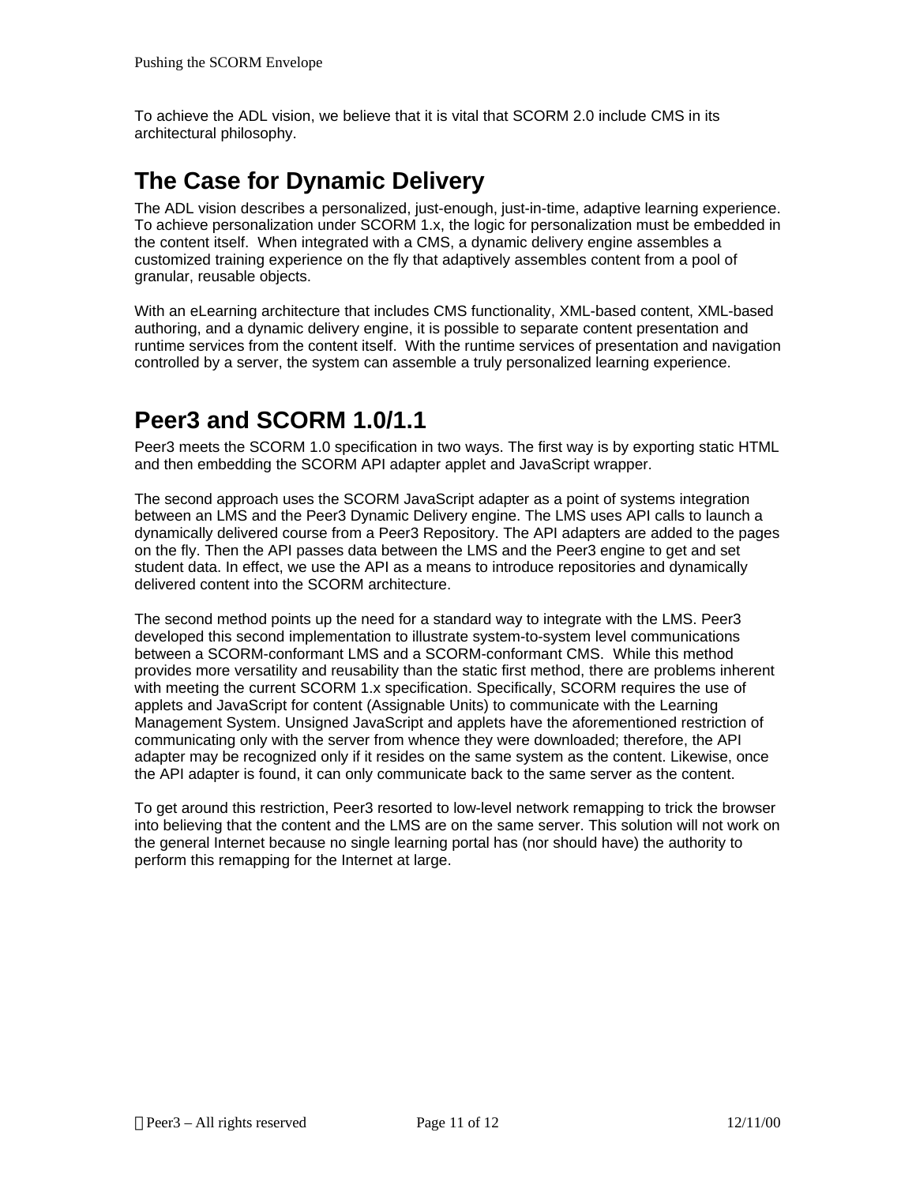To achieve the ADL vision, we believe that it is vital that SCORM 2.0 include CMS in its architectural philosophy.

## The Case for Dynamic Delivery

The ADL vision describes a personalized, just-enough, just-in-time, adaptive learning experience. To achieve personalization under SCORM 1.x, the logic for personalization must be embedded in the content itself. When integrated with a CMS, a dynamic delivery engine assembles a customized training experience on the fly that adaptively assembles content from a pool of granular, reusable objects.

With an eLearning architecture that includes CMS functionality, XML-based content, XML-based authoring, and a dynamic delivery engine, it is possible to separate content presentation and runtime services from the content itself. With the runtime services of presentation and navigation controlled by a server, the system can assemble a truly personalized learning experience.

## Peer3 and SCORM 1.0/1.1

Peer3 meets the SCORM 1.0 specification in two ways. The first way is by exporting static HTML and then embedding the SCORM API adapter applet and JavaScript wrapper.

The second approach uses the SCORM JavaScript adapter as a point of systems integration between an LMS and the Peer3 Dynamic Delivery engine. The LMS uses API calls to launch a dynamically delivered course from a Peer3 Repository. The API adapters are added to the pages on the fly. Then the API passes data between the LMS and the Peer3 engine to get and set student data. In effect, we use the API as a means to introduce repositories and dynamically delivered content into the SCORM architecture.

The second method points up the need for a standard way to integrate with the LMS. Peer3 developed this second implementation to illustrate system-to-system level communications between a SCORM-conformant LMS and a SCORM-conformant CMS. While this method provides more versatility and reusability than the static first method, there are problems inherent with meeting the current SCORM 1.x specification. Specifically, SCORM requires the use of applets and JavaScript for content (Assignable Units) to communicate with the Learning Management System. Unsigned JavaScript and applets have the aforementioned restriction of communicating only with the server from whence they were downloaded; therefore, the API adapter may be recognized only if it resides on the same system as the content. Likewise, once the API adapter is found, it can only communicate back to the same server as the content.

To get around this restriction, Peer3 resorted to low-level network remapping to trick the browser into believing that the content and the LMS are on the same server. This solution will not work on the general Internet because no single learning portal has (nor should have) the authority to perform this remapping for the Internet at large.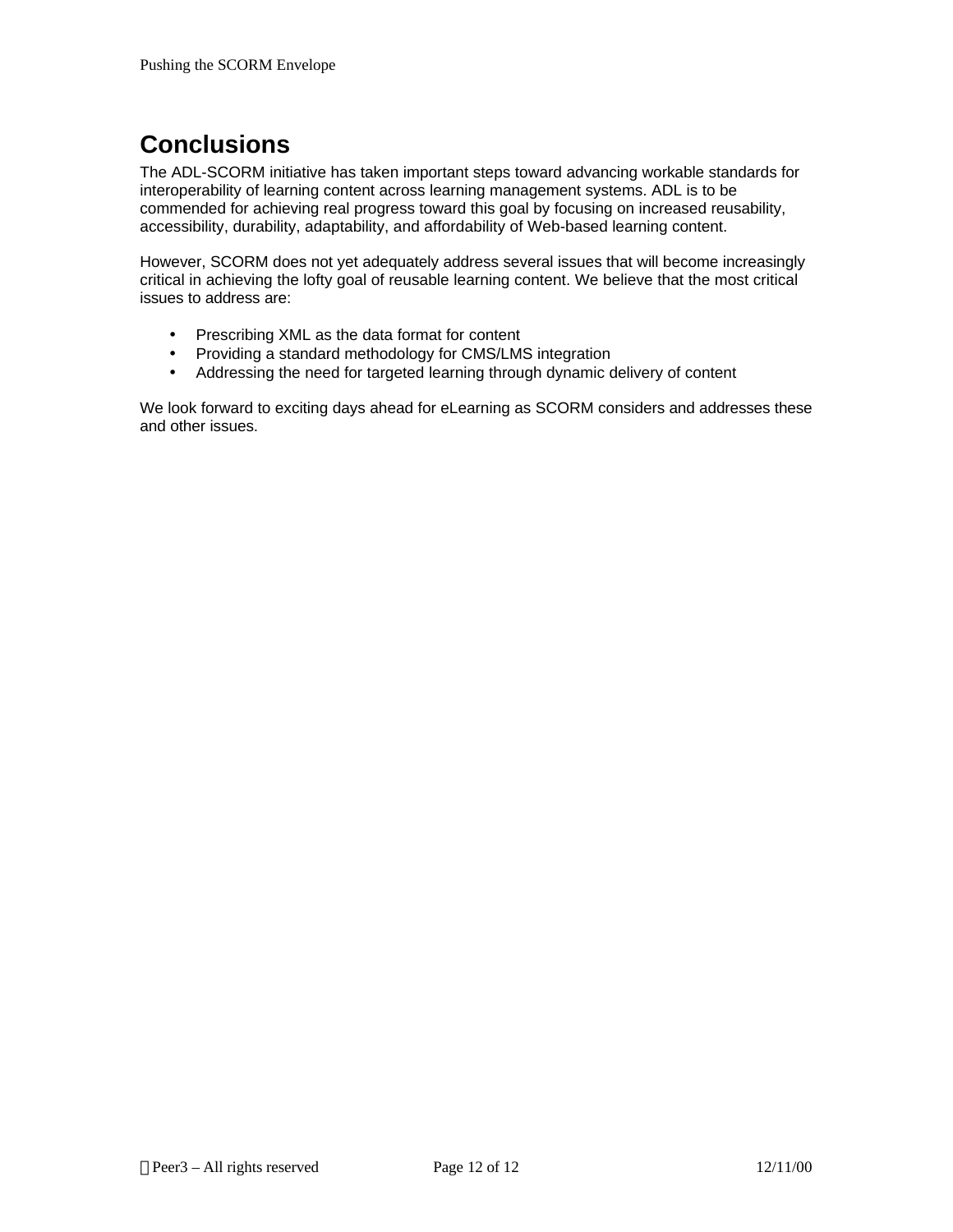# Conclusions

The ADL-SCORM initiative has taken important steps toward advancing workable standards for interoperability of learning content across learning management systems. ADL is to be commended for achieving real progress toward this goal by focusing on increased reusability, accessibility, durability, adaptability, and affordability of Web-based learning content.

However, SCORM does not yet adequately address several issues that will become increasingly critical in achieving the lofty goal of reusable learning content. We believe that the most critical issues to address are:

- Prescribing XML as the data format for content
- Providing a standard methodology for CMS/LMS integration
- Addressing the need for targeted learning through dynamic delivery of content

We look forward to exciting days ahead for eLearning as SCORM considers and addresses these and other issues.